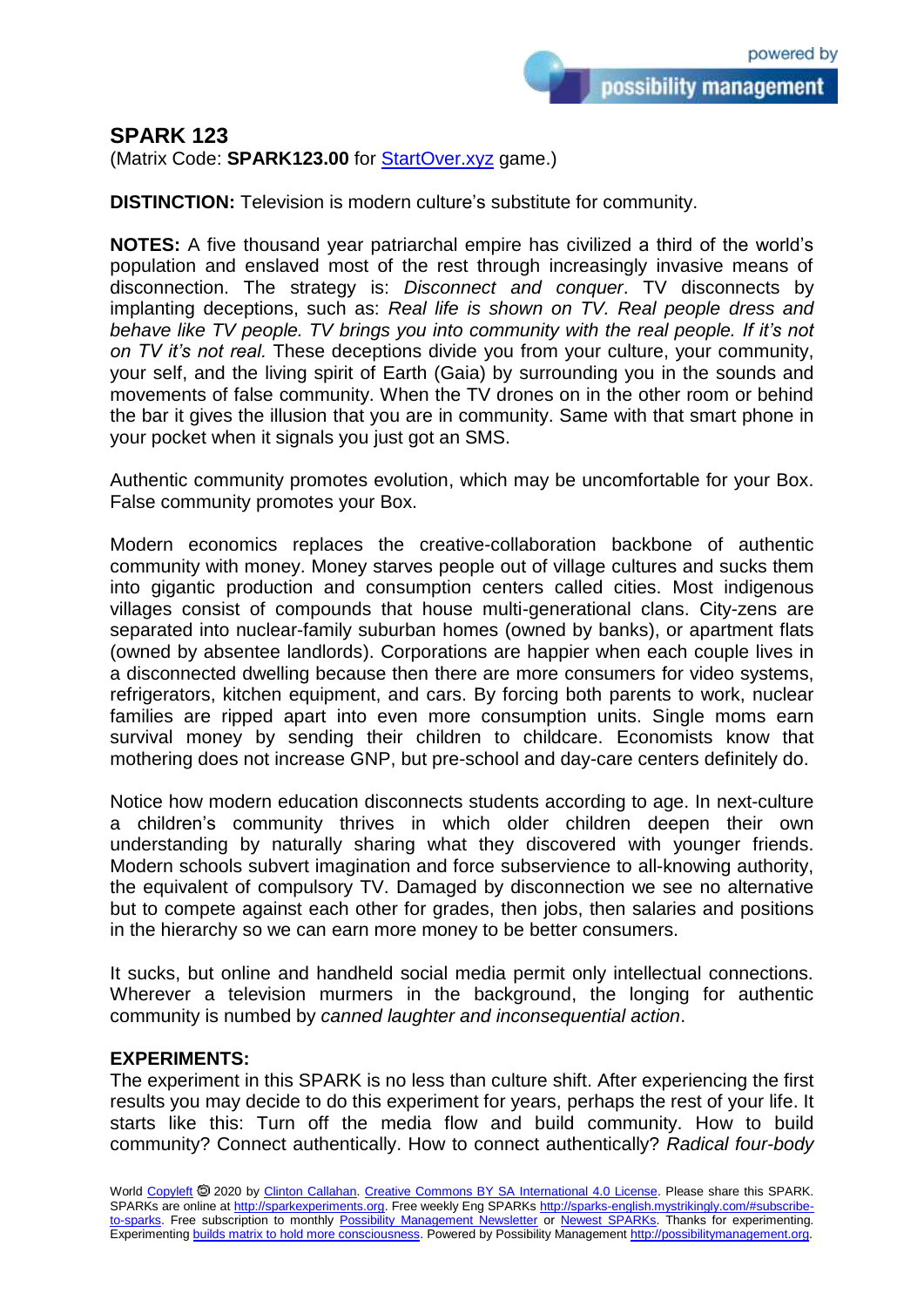## SPARK 123

(Matrix Code: **SPARK123.00** for StartOver.xyz game.)

**DISTINCTION:** Television is modern culture's substitute for community.

**NOTES:** A five thousand year patriarchal empire has civilized a third of the world's population and enslaved most of the rest through increasingly invasive means of disconnection. The strategy is: *Disconnect and conquer*. TV disconnects by implanting deceptions, such as: *Real life is shown on TV. Real people dress and behave like TV people. TV brings you into community with the real people. If it's not on TV it's not real.* These deceptions divide you from your culture, your community, your self, and the living spirit of Earth (Gaia) by surrounding you in the sounds and movements of false community. When the TV drones on in the other room or behind the bar it gives the illusion that you are in community. Same with that smart phone in your pocket when it signals you just got an SMS.

Authentic community promotes evolution, which may be uncomfortable for your Box. False community promotes your Box.

Modern economics replaces the creative-collaboration backbone of authentic community with money. Money starves people out of village cultures and sucks them into gigantic production and consumption centers called cities. Most indigenous villages consist of compounds that house multi-generational clans. City-zens are separated into nuclear-family suburban homes (owned by banks), or apartment flats (owned by absentee landlords). Corporations are happier when each couple lives in a disconnected dwelling because then there are more consumers for video systems, refrigerators, kitchen equipment, and cars. By forcing both parents to work, nuclear families are ripped apart into even more consumption units. Single moms earn survival money by sending their children to childcare. Economists know that mothering does not increase GNP, but pre-school and day-care centers definitely do.

Notice how modern education disconnects students according to age. In next-culture a children's community thrives in which older children deepen their own understanding by naturally sharing what they discovered with younger friends. Modern schools subvert imagination and force subservience to all-knowing authority, the equivalent of compulsory TV. Damaged by disconnection we see no alternative but to compete against each other for grades, then jobs, then salaries and positions in the hierarchy so we can earn more money to be better consumers.

It sucks, but online and handheld social media permit only intellectual connections. Wherever a television murmers in the background, the longing for authentic community is numbed by *canned laughter and inconsequential action*.

**EXPERIMENTS:**

The experiment in this SPARK is no less than culture shift. After experiencing the first results you may decide to do this experiment for years, perhaps the rest of your life. It starts like this: Turn off the media flow and build community. How to build community? Connect authentically. How to connect authentically? *Radical four-body*

World Copyleft 🄯 2020 by Clinton Callahan. Creative Commons BY SA International 4.0 License. Please share this SPARK. SPARKs are online at http://sparkexperiments.org. Free weekly Eng SPARKs http://sparks-english.mystrikingly.com/#subscribe-to-sparks. Free subscription to monthly Possibility Management Newsletter or Newest SPARKs. Thanks for experimenting. Experimenting builds matrix to hold more consciousness. Powered by Possibility Management http://possibilitymanagement.org.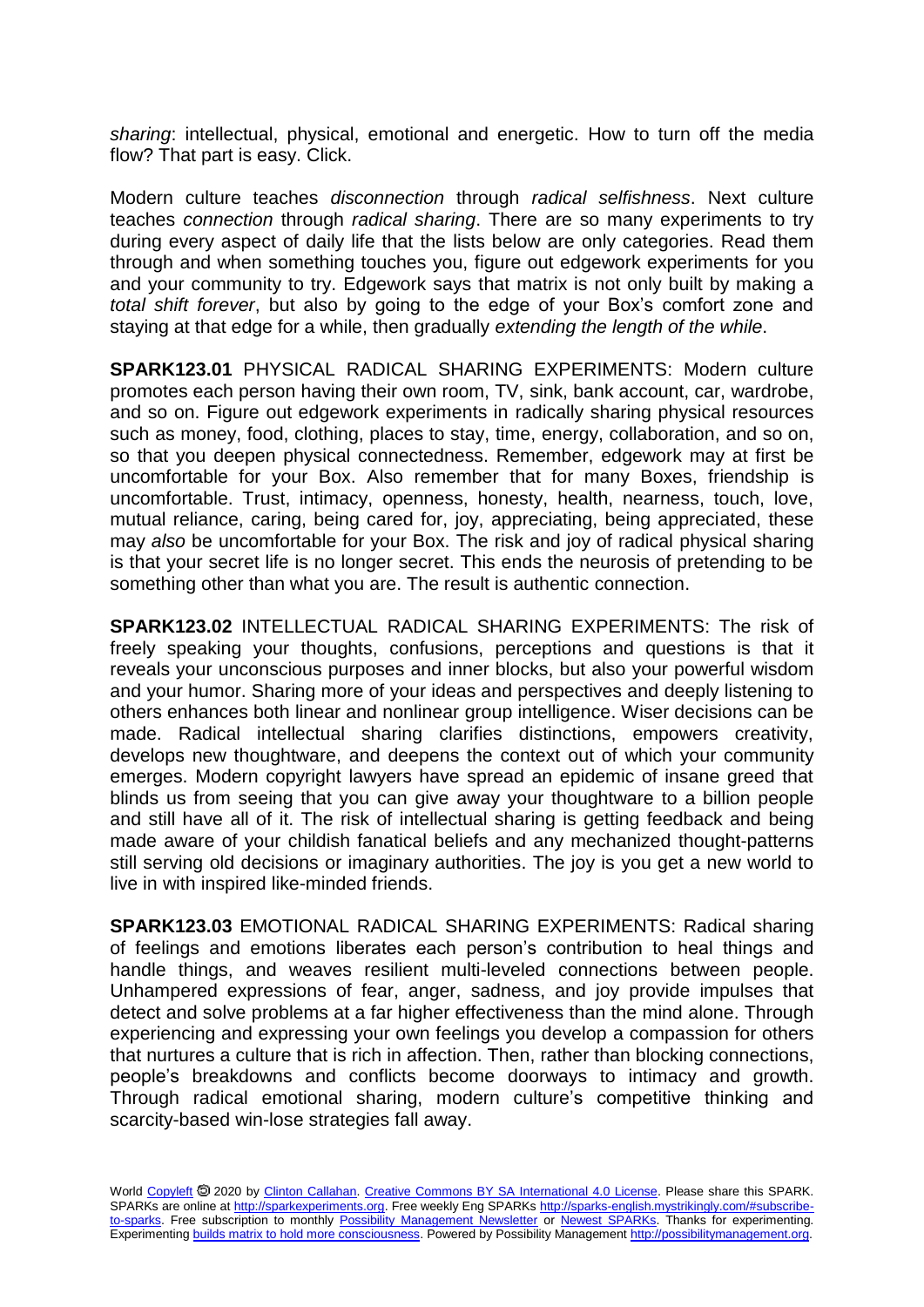*sharing*: intellectual, physical, emotional and energetic. How to turn off the media flow? That part is easy. Click.

Modern culture teaches *disconnection* through *radical selfishness*. Next culture teaches *connection* through *radical sharing*. There are so many experiments to try during every aspect of daily life that the lists below are only categories. Read them through and when something touches you, figure out edgework experiments for you and your community to try. Edgework says that matrix is not only built by making a *total shift forever*, but also by going to the edge of your Box's comfort zone and staying at that edge for a while, then gradually *extending the length of the while*.

**SPARK123.01** PHYSICAL RADICAL SHARING EXPERIMENTS: Modern culture promotes each person having their own room, TV, sink, bank account, car, wardrobe, and so on. Figure out edgework experiments in radically sharing physical resources such as money, food, clothing, places to stay, time, energy, collaboration, and so on, so that you deepen physical connectedness. Remember, edgework may at first be uncomfortable for your Box. Also remember that for many Boxes, friendship is uncomfortable. Trust, intimacy, openness, honesty, health, nearness, touch, love, mutual reliance, caring, being cared for, joy, appreciating, being appreciated, these may *also* be uncomfortable for your Box. The risk and joy of radical physical sharing is that your secret life is no longer secret. This ends the neurosis of pretending to be something other than what you are. The result is authentic connection.

**SPARK123.02** INTELLECTUAL RADICAL SHARING EXPERIMENTS: The risk of freely speaking your thoughts, confusions, perceptions and questions is that it reveals your unconscious purposes and inner blocks, but also your powerful wisdom and your humor. Sharing more of your ideas and perspectives and deeply listening to others enhances both linear and nonlinear group intelligence. Wiser decisions can be made. Radical intellectual sharing clarifies distinctions, empowers creativity, develops new thoughtware, and deepens the context out of which your community emerges. Modern copyright lawyers have spread an epidemic of insane greed that blinds us from seeing that you can give away your thoughtware to a billion people and still have all of it. The risk of intellectual sharing is getting feedback and being made aware of your childish fanatical beliefs and any mechanized thought-patterns still serving old decisions or imaginary authorities. The joy is you get a new world to live in with inspired like-minded friends.

**SPARK123.03** EMOTIONAL RADICAL SHARING EXPERIMENTS: Radical sharing of feelings and emotions liberates each person's contribution to heal things and handle things, and weaves resilient multi-leveled connections between people. Unhampered expressions of fear, anger, sadness, and joy provide impulses that detect and solve problems at a far higher effectiveness than the mind alone. Through experiencing and expressing your own feelings you develop a compassion for others that nurtures a culture that is rich in affection. Then, rather than blocking connections, people's breakdowns and conflicts become doorways to intimacy and growth. Through radical emotional sharing, modern culture's competitive thinking and scarcity-based win-lose strategies fall away.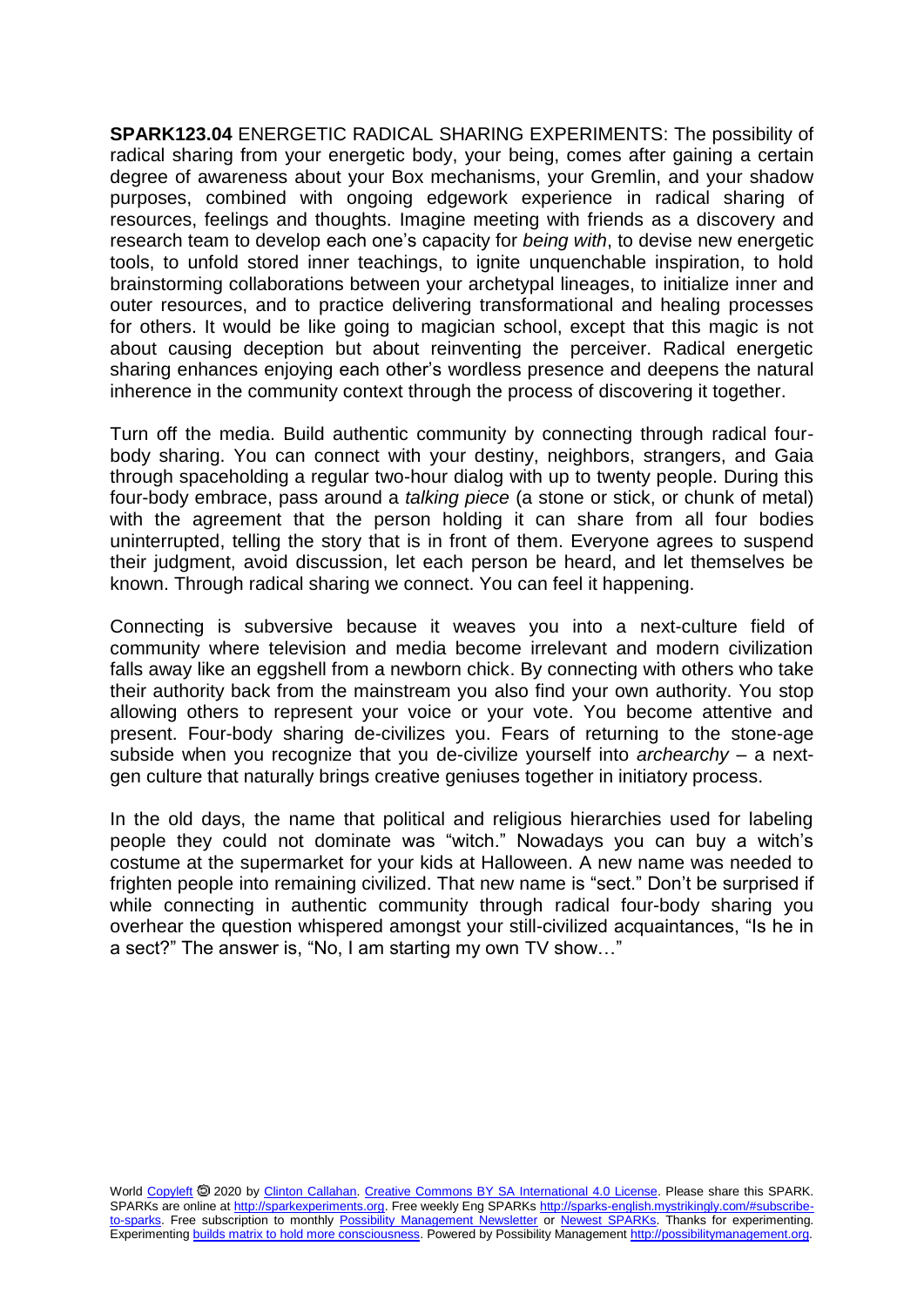**SPARK123.04** ENERGETIC RADICAL SHARING EXPERIMENTS: The possibility of radical sharing from your energetic body, your being, comes after gaining a certain degree of awareness about your Box mechanisms, your Gremlin, and your shadow purposes, combined with ongoing edgework experience in radical sharing of resources, feelings and thoughts. Imagine meeting with friends as a discovery and research team to develop each one's capacity for *being with*, to devise new energetic tools, to unfold stored inner teachings, to ignite unquenchable inspiration, to hold brainstorming collaborations between your archetypal lineages, to initialize inner and outer resources, and to practice delivering transformational and healing processes for others. It would be like going to magician school, except that this magic is not about causing deception but about reinventing the perceiver. Radical energetic sharing enhances enjoying each other's wordless presence and deepens the natural inherence in the community context through the process of discovering it together.

Turn off the media. Build authentic community by connecting through radical four-body sharing. You can connect with your destiny, neighbors, strangers, and Gaia through spaceholding a regular two-hour dialog with up to twenty people. During this four-body embrace, pass around a *talking piece* (a stone or stick, or chunk of metal) with the agreement that the person holding it can share from all four bodies uninterrupted, telling the story that is in front of them. Everyone agrees to suspend their judgment, avoid discussion, let each person be heard, and let themselves be known. Through radical sharing we connect. You can feel it happening.

Connecting is subversive because it weaves you into a next-culture field of community where television and media become irrelevant and modern civilization falls away like an eggshell from a newborn chick. By connecting with others who take their authority back from the mainstream you also find your own authority. You stop allowing others to represent your voice or your vote. You become attentive and present. Four-body sharing de-civilizes you. Fears of returning to the stone-age subside when you recognize that you de-civilize yourself into *archearchy* – a next-gen culture that naturally brings creative geniuses together in initiatory process.

In the old days, the name that political and religious hierarchies used for labeling people they could not dominate was "witch." Nowadays you can buy a witch's costume at the supermarket for your kids at Halloween. A new name was needed to frighten people into remaining civilized. That new name is "sect." Don't be surprised if while connecting in authentic community through radical four-body sharing you overhear the question whispered amongst your still-civilized acquaintances, "Is he in a sect?" The answer is, "No, I am starting my own TV show…"

World Copyleft 🄯 2020 by Clinton Callahan. Creative Commons BY SA International 4.0 License. Please share this SPARK. SPARKs are online at http://sparkexperiments.org. Free weekly Eng SPARKs http://sparks-english.mystrikingly.com/#subscribe-to-sparks. Free subscription to monthly Possibility Management Newsletter or Newest SPARKs. Thanks for experimenting. Experimenting builds matrix to hold more consciousness. Powered by Possibility Management http://possibilitymanagement.org.